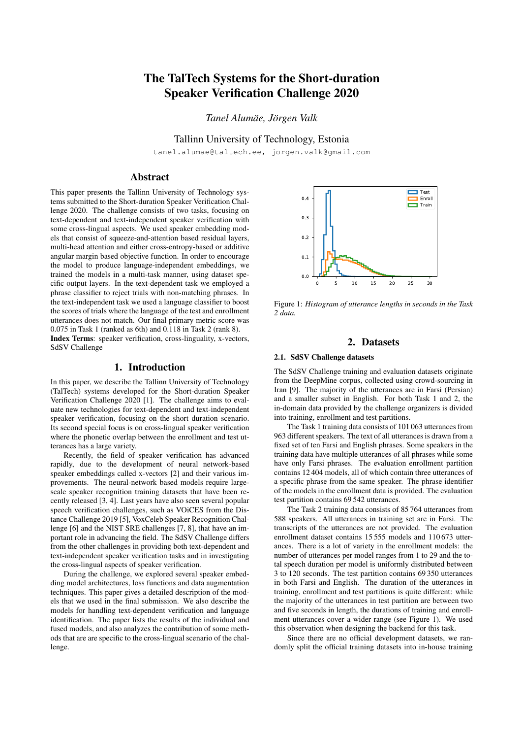# The TalTech Systems for the Short-duration Speaker Verification Challenge 2020

*Tanel Alumäe, Jörgen Valk*

Tallinn University of Technology, Estonia

tanel.alumae@taltech.ee, jorgen.valk@gmail.com

## Abstract

This paper presents the Tallinn University of Technology systems submitted to the Short-duration Speaker Verification Challenge 2020. The challenge consists of two tasks, focusing on text-dependent and text-independent speaker verification with some cross-lingual aspects. We used speaker embedding models that consist of squeeze-and-attention based residual layers, multi-head attention and either cross-entropy-based or additive angular margin based objective function. In order to encourage the model to produce language-independent embeddings, we trained the models in a multi-task manner, using dataset specific output layers. In the text-dependent task we employed a phrase classifier to reject trials with non-matching phrases. In the text-independent task we used a language classifier to boost the scores of trials where the language of the test and enrollment utterances does not match. Our final primary metric score was 0.075 in Task 1 (ranked as 6th) and 0.118 in Task 2 (rank 8).

**Index Terms**: speaker verification, cross-linguality, x-vectors, SdSV Challenge

## 1. Introduction

In this paper, we describe the Tallinn University of Technology (TalTech) systems developed for the Short-duration Speaker Verification Challenge 2020 [1]. The challenge aims to evaluate new technologies for text-dependent and text-independent speaker verification, focusing on the short duration scenario. Its second special focus is on cross-lingual speaker verification where the phonetic overlap between the enrollment and test utterances has a large variety.

Recently, the field of speaker verification has advanced rapidly, due to the development of neural network-based speaker embeddings called x-vectors [2] and their various improvements. The neural-network based models require large-scale speaker recognition training datasets that have been recently released [3, 4]. Last years have also seen several popular speech verification challenges, such as VOiCES from the Distance Challenge 2019 [5], VoxCeleb Speaker Recognition Challenge [6] and the NIST SRE challenges [7, 8], that have an important role in advancing the field. The SdSV Challenge differs from the other challenges in providing both text-dependent and text-independent speaker verification tasks and in investigating the cross-lingual aspects of speaker verification.

During the challenge, we explored several speaker embedding model architectures, loss functions and data augmentation techniques. This paper gives a detailed description of the models that we used in the final submission. We also describe the models for handling text-dependent verification and language identification. The paper lists the results of the individual and fused models, and also analyzes the contribution of some methods that are specific to the cross-lingual scenario of the challenge.

Figure 1: *Histogram of utterance lengths in seconds in the Task 2 data.*

## 2. Datasets

### 2.1. SdSV Challenge datasets

The SdSV Challenge training and evaluation datasets originate from the DeepMine corpus, collected using crowd-sourcing in Iran [9]. The majority of the utterances are in Farsi (Persian) and a smaller subset in English. For both Task 1 and 2, the in-domain data provided by the challenge organizers is divided into training, enrollment and test partitions.

The Task 1 training data consists of 101 063 utterances from 963 different speakers. The text of all utterances is drawn from a fixed set of ten Farsi and English phrases. Some speakers in the training data have multiple utterances of all phrases while some have only Farsi phrases. The evaluation enrollment partition contains 12 404 models, all of which contain three utterances of a specific phrase from the same speaker. The phrase identifier of the models in the enrollment data is provided. The evaluation test partition contains 69 542 utterances.

The Task 2 training data consists of 85 764 utterances from 588 speakers. All utterances in training set are in Farsi. The transcripts of the utterances are not provided. The evaluation enrollment dataset contains 15 555 models and 110 673 utterances. There is a lot of variety in the enrollment models: the number of utterances per model ranges from 1 to 29 and the total speech duration per model is uniformly distributed between 3 to 120 seconds. The test partition contains 69 350 utterances in both Farsi and English. The duration of the utterances in training, enrollment and test partitions is quite different: while the majority of the utterances in test partition are between two and five seconds in length, the durations of training and enrollment utterances cover a wider range (see Figure 1). We used this observation when designing the backend for this task.

Since there are no official development datasets, we randomly split the official training datasets into in-house training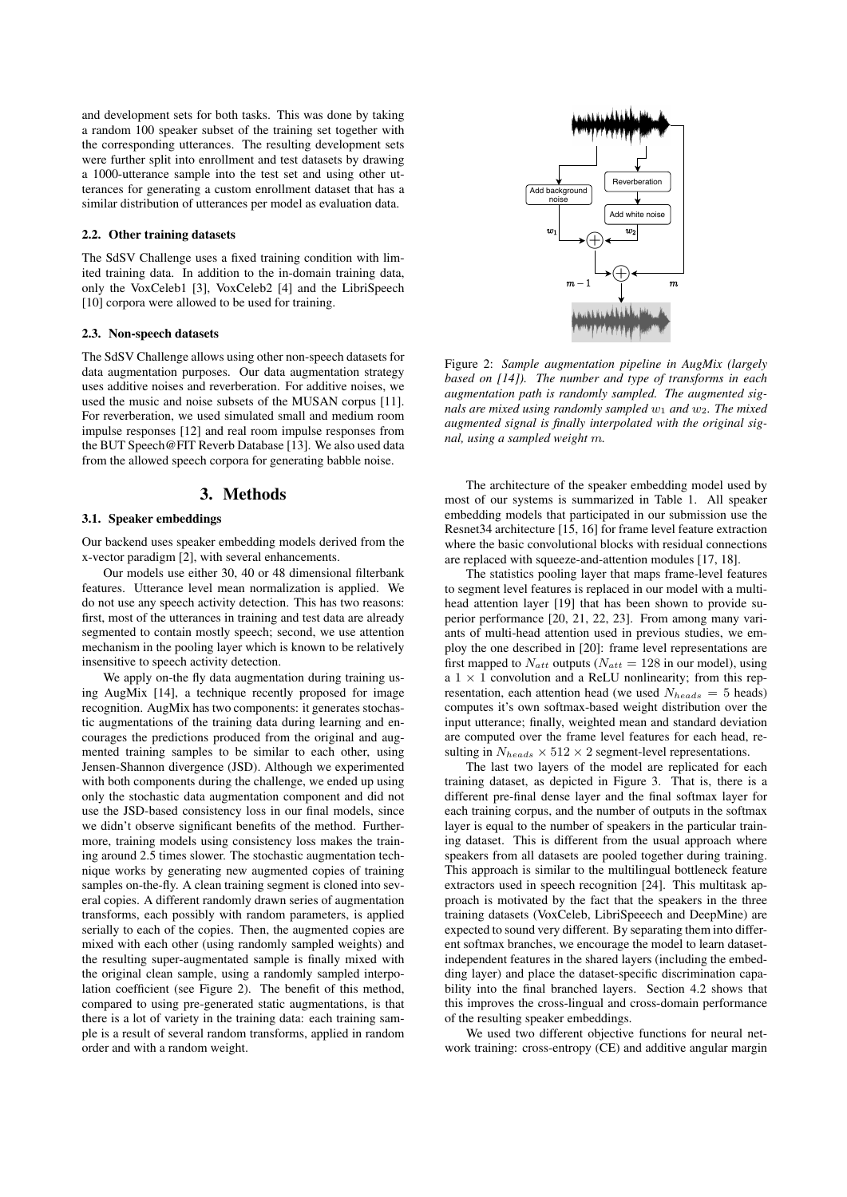and development sets for both tasks. This was done by taking a random 100 speaker subset of the training set together with the corresponding utterances. The resulting development sets were further split into enrollment and test datasets by drawing a 1000-utterance sample into the test set and using other utterances for generating a custom enrollment dataset that has a similar distribution of utterances per model as evaluation data.

### 2.2. Other training datasets

The SdSV Challenge uses a fixed training condition with limited training data. In addition to the in-domain training data, only the VoxCeleb1 [3], VoxCeleb2 [4] and the LibriSpeech [10] corpora were allowed to be used for training.

### 2.3. Non-speech datasets

The SdSV Challenge allows using other non-speech datasets for data augmentation purposes. Our data augmentation strategy uses additive noises and reverberation. For additive noises, we used the music and noise subsets of the MUSAN corpus [11]. For reverberation, we used simulated small and medium room impulse responses [12] and real room impulse responses from the BUT Speech@FIT Reverb Database [13]. We also used data from the allowed speech corpora for generating babble noise.

## 3. Methods

### 3.1. Speaker embeddings

Our backend uses speaker embedding models derived from the x-vector paradigm [2], with several enhancements.

Our models use either 30, 40 or 48 dimensional filterbank features. Utterance level mean normalization is applied. We do not use any speech activity detection. This has two reasons: first, most of the utterances in training and test data are already segmented to contain mostly speech; second, we use attention mechanism in the pooling layer which is known to be relatively insensitive to speech activity detection.

We apply on-the fly data augmentation during training using AugMix [14], a technique recently proposed for image recognition. AugMix has two components: it generates stochastic augmentations of the training data during learning and encourages the predictions produced from the original and augmented training samples to be similar to each other, using Jensen-Shannon divergence (JSD). Although we experimented with both components during the challenge, we ended up using only the stochastic data augmentation component and did not use the JSD-based consistency loss in our final models, since we didn't observe significant benefits of the method. Furthermore, training models using consistency loss makes the training around 2.5 times slower. The stochastic augmentation technique works by generating new augmented copies of training samples on-the-fly. A clean training segment is cloned into several copies. A different randomly drawn series of augmentation transforms, each possibly with random parameters, is applied serially to each of the copies. Then, the augmented copies are mixed with each other (using randomly sampled weights) and the resulting super-augmentated sample is finally mixed with the original clean sample, using a randomly sampled interpolation coefficient (see Figure 2). The benefit of this method, compared to using pre-generated static augmentations, is that there is a lot of variety in the training data: each training sample is a result of several random transforms, applied in random order and with a random weight.

Figure 2: *Sample augmentation pipeline in AugMix (largely based on [14]). The number and type of transforms in each augmentation path is randomly sampled. The augmented signals are mixed using randomly sampled $w_1$ and $w_2$. The mixed augmented signal is finally interpolated with the original signal, using a sampled weight $m$.*

The architecture of the speaker embedding model used by most of our systems is summarized in Table 1. All speaker embedding models that participated in our submission use the Resnet34 architecture [15, 16] for frame level feature extraction where the basic convolutional blocks with residual connections are replaced with squeeze-and-attention modules [17, 18].

The statistics pooling layer that maps frame-level features to segment level features is replaced in our model with a multi-head attention layer [19] that has been shown to provide superior performance [20, 21, 22, 23]. From among many variants of multi-head attention used in previous studies, we employ the one described in [20]: frame level representations are first mapped to $N_{att}$ outputs ($N_{att} = 128$ in our model), using a $1 \times 1$ convolution and a ReLU nonlinearity; from this representation, each attention head (we used $N_{heads} = 5$ heads) computes it's own softmax-based weight distribution over the input utterance; finally, weighted mean and standard deviation are computed over the frame level features for each head, resulting in $N_{heads} \times 512 \times 2$ segment-level representations.

The last two layers of the model are replicated for each training dataset, as depicted in Figure 3. That is, there is a different pre-final dense layer and the final softmax layer for each training corpus, and the number of outputs in the softmax layer is equal to the number of speakers in the particular training dataset. This is different from the usual approach where speakers from all datasets are pooled together during training. This approach is similar to the multilingual bottleneck feature extractors used in speech recognition [24]. This multitask approach is motivated by the fact that the speakers in the three training datasets (VoxCeleb, LibriSpeeech and DeepMine) are expected to sound very different. By separating them into different softmax branches, we encourage the model to learn dataset-independent features in the shared layers (including the embedding layer) and place the dataset-specific discrimination capability into the final branched layers. Section 4.2 shows that this improves the cross-lingual and cross-domain performance of the resulting speaker embeddings.

We used two different objective functions for neural network training: cross-entropy (CE) and additive angular margin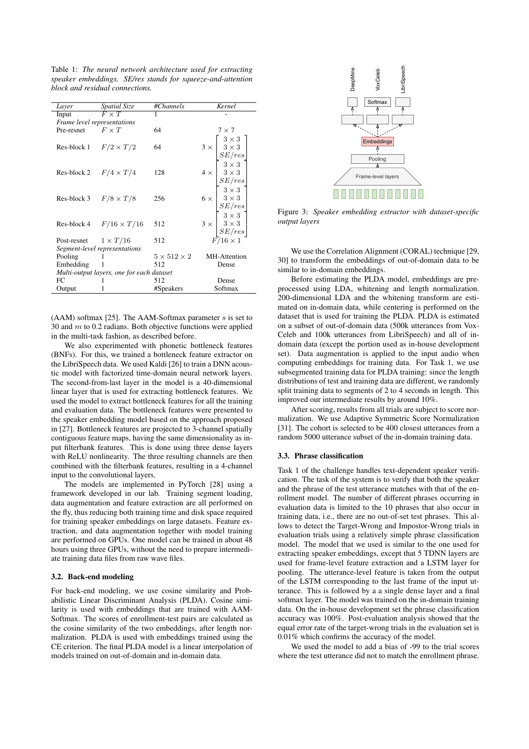Table 1: *The neural network architecture used for extracting speaker embeddings. SE/res stands for squeeze-and-attention block and residual connections.*

| *Layer* | *Spatial Size* | *#Channels* | *Kernel* |
|---|---|---|---|
| Input | $F \times T$ | 1 | - |
| *Frame level representations* | | | |
| Pre-resnet | $F \times T$ | 64 | $7 \times 7$ |
| Res-block 1 | $F/2 \times T/2$ | 64 | $3 \times \begin{bmatrix} 3 \times 3 \\ 3 \times 3 \\ SE/res \end{bmatrix}$ |
| Res-block 2 | $F/4 \times T/4$ | 128 | $4 \times \begin{bmatrix} 3 \times 3 \\ 3 \times 3 \\ SE/res \end{bmatrix}$ |
| Res-block 3 | $F/8 \times T/8$ | 256 | $6 \times \begin{bmatrix} 3 \times 3 \\ 3 \times 3 \\ SE/res \end{bmatrix}$ |
| Res-block 4 | $F/16 \times T/16$ | 512 | $3 \times \begin{bmatrix} 3 \times 3 \\ 3 \times 3 \\ SE/res \end{bmatrix}$ |
| Post-resnet | $1 \times T/16$ | 512 | $F/16 \times 1$ |
| *Segment-level representations* | | | |
| Pooling | 1 | $5 \times 512 \times 2$ | MH-Attention |
| Embedding | 1 | 512 | Dense |
| *Multi-output layers, one for each dataset* | | | |
| FC | 1 | 512 | Dense |
| Output | 1 | #Speakers | Softmax |

(AAM) softmax [25]. The AAM-Softmax parameter $s$ is set to 30 and $m$ to 0.2 radians. Both objective functions were applied in the multi-task fashion, as described before.

We also experimented with phonetic bottleneck features (BNFs). For this, we trained a bottleneck feature extractor on the LibriSpeech data. We used Kaldi [26] to train a DNN acoustic model with factorized time-domain neural network layers. The second-from-last layer in the model is a 40-dimensional linear layer that is used for extracting bottleneck features. We used the model to extract bottleneck features for all the training and evaluation data. The bottleneck features were presented to the speaker embedding model based on the approach proposed in [27]. Bottleneck features are projected to 3-channel spatially contiguous feature maps, having the same dimensionality as input filterbank features. This is done using three dense layers with ReLU nonlinearity. The three resulting channels are then combined with the filterbank features, resulting in a 4-channel input to the convolutional layers.

The models are implemented in PyTorch [28] using a framework developed in our lab. Training segment loading, data augmentation and feature extraction are all performed on the fly, thus reducing both training time and disk space required for training speaker embeddings on large datasets. Feature extraction, and data augmentation together with model training are performed on GPUs. One model can be trained in about 48 hours using three GPUs, without the need to prepare intermediate training data files from raw wave files.

### 3.2. Back-end modeling

For back-end modeling, we use cosine similarity and Probabilistic Linear Discriminant Analysis (PLDA). Cosine similarity is used with embeddings that are trained with AAM-Softmax. The scores of enrollment-test pairs are calculated as the cosine similarity of the two embeddings, after length normalization. PLDA is used with embeddings trained using the CE criterion. The final PLDA model is a linear interpolation of models trained on out-of-domain and in-domain data.

Figure 3: *Speaker embedding extractor with dataset-specific output layers*

We use the Correlation Alignment (CORAL) technique [29, 30] to transform the embeddings of out-of-domain data to be similar to in-domain embeddings.

Before estimating the PLDA model, embeddings are preprocessed using LDA, whitening and length normalization. 200-dimensional LDA and the whitening transform are estimated on in-domain data, while centering is performed on the dataset that is used for training the PLDA. PLDA is estimated on a subset of out-of-domain data (500k utterances from VoxCeleb and 100k utterances from LibriSpeech) and all of in-domain data (except the portion used as in-house development set). Data augmentation is applied to the input audio when computing embeddings for training data. For Task 1, we use subsegmented training data for PLDA training: since the length distributions of test and training data are different, we randomly split training data to segments of 2 to 4 seconds in length. This improved our intermediate results by around 10%.

After scoring, results from all trials are subject to score normalization. We use Adaptive Symmetric Score Normalization [31]. The cohort is selected to be 400 closest utterances from a random 5000 utterance subset of the in-domain training data.

### 3.3. Phrase classification

Task 1 of the challenge handles text-dependent speaker verification. The task of the system is to verify that both the speaker and the phrase of the test utterance matches with that of the enrollment model. The number of different phrases occurring in evaluation data is limited to the 10 phrases that also occur in training data, i.e., there are no out-of-set test phrases. This allows to detect the Target-Wrong and Impostor-Wrong trials in evaluation trials using a relatively simple phrase classification model. The model that we used is similar to the one used for extracting speaker embeddings, except that 5 TDNN layers are used for frame-level feature extraction and a LSTM layer for pooling. The utterance-level feature is taken from the output of the LSTM corresponding to the last frame of the input utterance. This is followed by a a single dense layer and a final softmax layer. The model was trained on the in-domain training data. On the in-house development set the phrase classification accuracy was 100%. Post-evaluation analysis showed that the equal error rate of the target-wrong trials in the evaluation set is 0.01% which confirms the accuracy of the model.

We used the model to add a bias of -99 to the trial scores where the test utterance did not to match the enrollment phrase.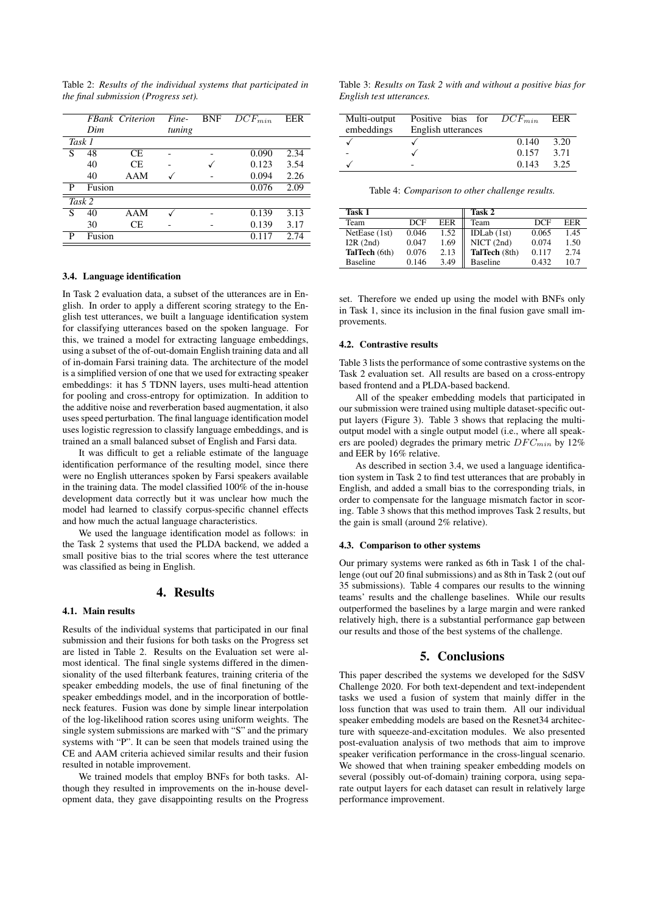Table 2: *Results of the individual systems that participated in the final submission (Progress set).*

| | *FBank Dim* | *Criterion* | *Fine-tuning* | BNF | $DCF_{min}$ | EER |
|---|---|---|---|---|---|---|
| *Task 1* | | | | | | |
| S | 48 | CE | - | - | 0.090 | 2.34 |
| | 40 | CE | - | ✓ | 0.123 | 3.54 |
| | 40 | AAM | ✓ | - | 0.094 | 2.26 |
| P | Fusion | | | | 0.076 | 2.09 |
| *Task 2* | | | | | | |
| S | 40 | AAM | ✓ | - | 0.139 | 3.13 |
| | 30 | CE | - | - | 0.139 | 3.17 |
| P | Fusion | | | | 0.117 | 2.74 |

### 3.4. Language identification

In Task 2 evaluation data, a subset of the utterances are in English. In order to apply a different scoring strategy to the English test utterances, we built a language identification system for classifying utterances based on the spoken language. For this, we trained a model for extracting language embeddings, using a subset of the of-out-domain English training data and all of in-domain Farsi training data. The architecture of the model is a simplified version of one that we used for extracting speaker embeddings: it has 5 TDNN layers, uses multi-head attention for pooling and cross-entropy for optimization. In addition to the additive noise and reverberation based augmentation, it also uses speed perturbation. The final language identification model uses logistic regression to classify language embeddings, and is trained an a small balanced subset of English and Farsi data.

It was difficult to get a reliable estimate of the language identification performance of the resulting model, since there were no English utterances spoken by Farsi speakers available in the training data. The model classified 100% of the in-house development data correctly but it was unclear how much the model had learned to classify corpus-specific channel effects and how much the actual language characteristics.

We used the language identification model as follows: in the Task 2 systems that used the PLDA backend, we added a small positive bias to the trial scores where the test utterance was classified as being in English.

## 4. Results

### 4.1. Main results

Results of the individual systems that participated in our final submission and their fusions for both tasks on the Progress set are listed in Table 2. Results on the Evaluation set were almost identical. The final single systems differed in the dimensionality of the used filterbank features, training criteria of the speaker embedding models, the use of final finetuning of the speaker embeddings model, and in the incorporation of bottleneck features. Fusion was done by simple linear interpolation of the log-likelihood ration scores using uniform weights. The single system submissions are marked with "S" and the primary systems with "P". It can be seen that models trained using the CE and AAM criteria achieved similar results and their fusion resulted in notable improvement.

We trained models that employ BNFs for both tasks. Although they resulted in improvements on the in-house development data, they gave disappointing results on the Progress set. Therefore we ended up using the model with BNFs only in Task 1, since its inclusion in the final fusion gave small improvements.

Table 3: *Results on Task 2 with and without a positive bias for English test utterances.*

| Multi-output embeddings | Positive bias for English utterances | $DCF_{min}$ | EER |
|---|---|---|---|
| ✓ | ✓ | 0.140 | 3.20 |
| - | ✓ | 0.157 | 3.71 |
| ✓ | - | 0.143 | 3.25 |

Table 4: *Comparison to other challenge results.*

| **Task 1** | | | **Task 2** | | |
|---|---|---|---|---|---|
| Team | DCF | EER | Team | DCF | EER |
| NetEase (1st) | 0.046 | 1.52 | IDLab (1st) | 0.065 | 1.45 |
| I2R (2nd) | 0.047 | 1.69 | NICT (2nd) | 0.074 | 1.50 |
| **TalTech** (6th) | 0.076 | 2.13 | **TalTech** (8th) | 0.117 | 2.74 |
| Baseline | 0.146 | 3.49 | Baseline | 0.432 | 10.7 |

### 4.2. Contrastive results

Table 3 lists the performance of some contrastive systems on the Task 2 evaluation set. All results are based on a cross-entropy based frontend and a PLDA-based backend.

All of the speaker embedding models that participated in our submission were trained using multiple dataset-specific output layers (Figure 3). Table 3 shows that replacing the multi-output model with a single output model (i.e., where all speakers are pooled) degrades the primary metric $DFC_{min}$ by 12% and EER by 16% relative.

As described in section 3.4, we used a language identification system in Task 2 to find test utterances that are probably in English, and added a small bias to the corresponding trials, in order to compensate for the language mismatch factor in scoring. Table 3 shows that this method improves Task 2 results, but the gain is small (around 2% relative).

### 4.3. Comparison to other systems

Our primary systems were ranked as 6th in Task 1 of the challenge (out ouf 20 final submissions) and as 8th in Task 2 (out ouf 35 submissions). Table 4 compares our results to the winning teams' results and the challenge baselines. While our results outperformed the baselines by a large margin and were ranked relatively high, there is a substantial performance gap between our results and those of the best systems of the challenge.

## 5. Conclusions

This paper described the systems we developed for the SdSV Challenge 2020. For both text-dependent and text-independent tasks we used a fusion of system that mainly differ in the loss function that was used to train them. All our individual speaker embedding models are based on the Resnet34 architecture with squeeze-and-excitation modules. We also presented post-evaluation analysis of two methods that aim to improve speaker verification performance in the cross-lingual scenario. We showed that when training speaker embedding models on several (possibly out-of-domain) training corpora, using separate output layers for each dataset can result in relatively large performance improvement.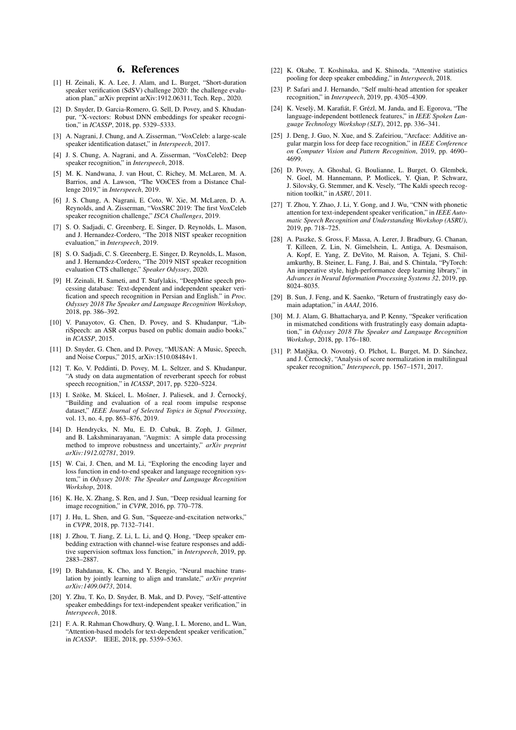## 6. References

[1] H. Zeinali, K. A. Lee, J. Alam, and L. Burget, "Short-duration speaker verification (SdSV) challenge 2020: the challenge evaluation plan," arXiv preprint arXiv:1912.06311, Tech. Rep., 2020.

[2] D. Snyder, D. Garcia-Romero, G. Sell, D. Povey, and S. Khudanpur, "X-vectors: Robust DNN embeddings for speaker recognition," in *ICASSP*, 2018, pp. 5329–5333.

[3] A. Nagrani, J. Chung, and A. Zisserman, "VoxCeleb: a large-scale speaker identification dataset," in *Interspeech*, 2017.

[4] J. S. Chung, A. Nagrani, and A. Zisserman, "VoxCeleb2: Deep speaker recognition," in *Interspeech*, 2018.

[5] M. K. Nandwana, J. van Hout, C. Richey, M. McLaren, M. A. Barrios, and A. Lawson, "The VOiCES from a Distance Challenge 2019," in *Interspeech*, 2019.

[6] J. S. Chung, A. Nagrani, E. Coto, W. Xie, M. McLaren, D. A. Reynolds, and A. Zisserman, "VoxSRC 2019: The first VoxCeleb speaker recognition challenge," *ISCA Challenges*, 2019.

[7] S. O. Sadjadi, C. Greenberg, E. Singer, D. Reynolds, L. Mason, and J. Hernandez-Cordero, "The 2018 NIST speaker recognition evaluation," in *Interspeech*, 2019.

[8] S. O. Sadjadi, C. S. Greenberg, E. Singer, D. Reynolds, L. Mason, and J. Hernandez-Cordero, "The 2019 NIST speaker recognition evaluation CTS challenge," *Speaker Odyssey*, 2020.

[9] H. Zeinali, H. Sameti, and T. Stafylakis, "DeepMine speech processing database: Text-dependent and independent speaker verification and speech recognition in Persian and English." in *Proc. Odyssey 2018 The Speaker and Language Recognition Workshop*, 2018, pp. 386–392.

[10] V. Panayotov, G. Chen, D. Povey, and S. Khudanpur, "LibriSpeech: an ASR corpus based on public domain audio books," in *ICASSP*, 2015.

[11] D. Snyder, G. Chen, and D. Povey, "MUSAN: A Music, Speech, and Noise Corpus," 2015, arXiv:1510.08484v1.

[12] T. Ko, V. Peddinti, D. Povey, M. L. Seltzer, and S. Khudanpur, "A study on data augmentation of reverberant speech for robust speech recognition," in *ICASSP*, 2017, pp. 5220–5224.

[13] I. Szöke, M. Skácel, L. Mošner, J. Paliesek, and J. Černocký, "Building and evaluation of a real room impulse response dataset," *IEEE Journal of Selected Topics in Signal Processing*, vol. 13, no. 4, pp. 863–876, 2019.

[14] D. Hendrycks, N. Mu, E. D. Cubuk, B. Zoph, J. Gilmer, and B. Lakshminarayanan, "Augmix: A simple data processing method to improve robustness and uncertainty," *arXiv preprint arXiv:1912.02781*, 2019.

[15] W. Cai, J. Chen, and M. Li, "Exploring the encoding layer and loss function in end-to-end speaker and language recognition system," in *Odyssey 2018: The Speaker and Language Recognition Workshop*, 2018.

[16] K. He, X. Zhang, S. Ren, and J. Sun, "Deep residual learning for image recognition," in *CVPR*, 2016, pp. 770–778.

[17] J. Hu, L. Shen, and G. Sun, "Squeeze-and-excitation networks," in *CVPR*, 2018, pp. 7132–7141.

[18] J. Zhou, T. Jiang, Z. Li, L. Li, and Q. Hong, "Deep speaker embedding extraction with channel-wise feature responses and additive supervision softmax loss function," in *Interspeech*, 2019, pp. 2883–2887.

[19] D. Bahdanau, K. Cho, and Y. Bengio, "Neural machine translation by jointly learning to align and translate," *arXiv preprint arXiv:1409.0473*, 2014.

[20] Y. Zhu, T. Ko, D. Snyder, B. Mak, and D. Povey, "Self-attentive speaker embeddings for text-independent speaker verification," in *Interspeech*, 2018.

[21] F. A. R. Rahman Chowdhury, Q. Wang, I. L. Moreno, and L. Wan, "Attention-based models for text-dependent speaker verification," in *ICASSP*. IEEE, 2018, pp. 5359–5363.

[22] K. Okabe, T. Koshinaka, and K. Shinoda, "Attentive statistics pooling for deep speaker embedding," in *Interspeech*, 2018.

[23] P. Safari and J. Hernando, "Self multi-head attention for speaker recognition," in *Interspeech*, 2019, pp. 4305–4309.

[24] K. Veselỳ, M. Karafiát, F. Grézl, M. Janda, and E. Egorova, "The language-independent bottleneck features," in *IEEE Spoken Language Technology Workshop (SLT)*, 2012, pp. 336–341.

[25] J. Deng, J. Guo, N. Xue, and S. Zafeiriou, "Arcface: Additive angular margin loss for deep face recognition," in *IEEE Conference on Computer Vision and Pattern Recognition*, 2019, pp. 4690–4699.

[26] D. Povey, A. Ghoshal, G. Boulianne, L. Burget, O. Glembek, N. Goel, M. Hannemann, P. Motlicek, Y. Qian, P. Schwarz, J. Silovsky, G. Stemmer, and K. Vesely, "The Kaldi speech recognition toolkit," in *ASRU*, 2011.

[27] T. Zhou, Y. Zhao, J. Li, Y. Gong, and J. Wu, "CNN with phonetic attention for text-independent speaker verification," in *IEEE Automatic Speech Recognition and Understanding Workshop (ASRU)*, 2019, pp. 718–725.

[28] A. Paszke, S. Gross, F. Massa, A. Lerer, J. Bradbury, G. Chanan, T. Killeen, Z. Lin, N. Gimelshein, L. Antiga, A. Desmaison, A. Kopf, E. Yang, Z. DeVito, M. Raison, A. Tejani, S. Chilamkurthy, B. Steiner, L. Fang, J. Bai, and S. Chintala, "PyTorch: An imperative style, high-performance deep learning library," in *Advances in Neural Information Processing Systems 32*, 2019, pp. 8024–8035.

[29] B. Sun, J. Feng, and K. Saenko, "Return of frustratingly easy domain adaptation," in *AAAI*, 2016.

[30] M. J. Alam, G. Bhattacharya, and P. Kenny, "Speaker verification in mismatched conditions with frustratingly easy domain adaptation," in *Odyssey 2018 The Speaker and Language Recognition Workshop*, 2018, pp. 176–180.

[31] P. Matějka, O. Novotnỳ, O. Plchot, L. Burget, M. D. Sánchez, and J. Černockỳ, "Analysis of score normalization in multilingual speaker recognition," *Interspeech*, pp. 1567–1571, 2017.